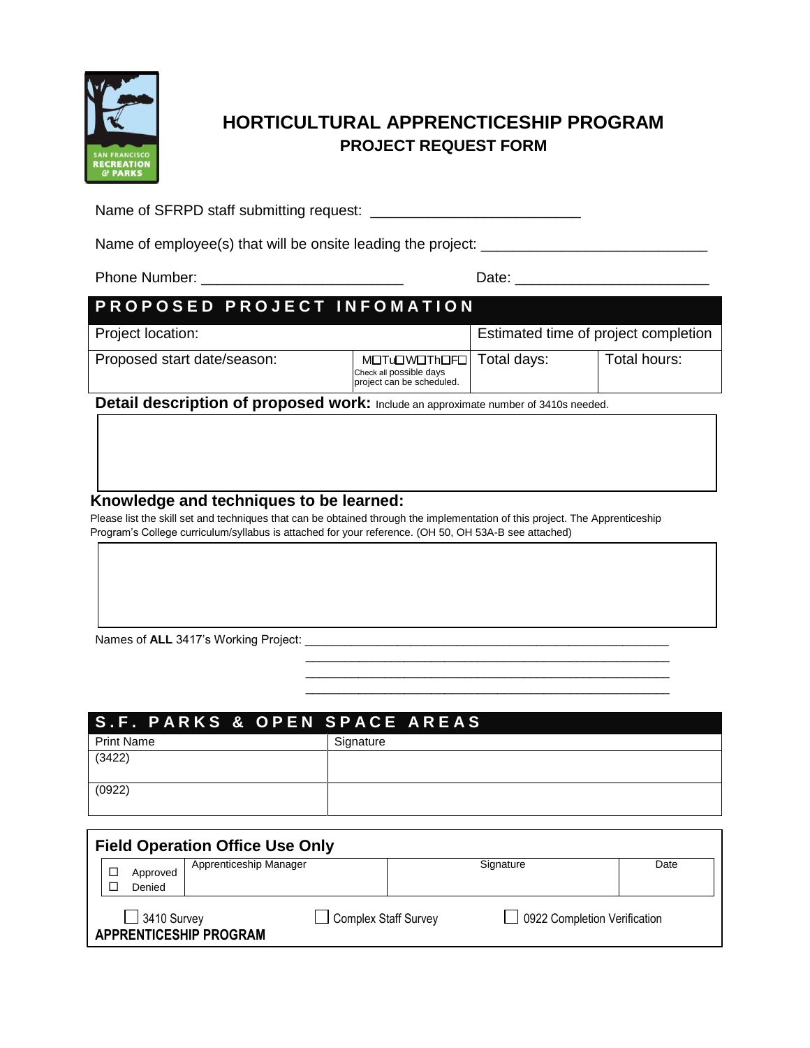# HORTICULTURAL APPRENCTICESHIP PROGRAM

## PROJECT REQUEST FORM

Name of SFRPD staff submitting request: _________________________

Name of employee(s) that will be onsite leading the project: ___________________________

Phone Number: ________________________ Date: ________________________

| PROPOSED PROJECT INFOMATION | | | |
|---|---|---|---|
| Project location: | | Estimated time of project completion | |
| Proposed start date/season: | M☐Tu☐W☐Th☐F☐ Check all possible days project can be scheduled. | Total days: | Total hours: |

**Detail description of proposed work:** Include an approximate number of 3410s needed.

### Knowledge and techniques to be learned:

Please list the skill set and techniques that can be obtained through the implementation of this project. The Apprenticeship Program's College curriculum/syllabus is attached for your reference. (OH 50, OH 53A-B see attached)

Names of **ALL** 3417's Working Project: _______________________________________________________

_______________________________________________________

_______________________________________________________

_______________________________________________________

| S.F. PARKS & OPEN SPACE AREAS | |
|---|---|
| Print Name | Signature |
| (3422) | |
| (0922) | |

### Field Operation Office Use Only

| | Apprenticeship Manager | Signature | Date |
|---|---|---|---|
| ☐ Approved<br>☐ Denied | | | |

☐ 3410 Survey ☐ Complex Staff Survey ☐ 0922 Completion Verification

**APPRENTICESHIP PROGRAM**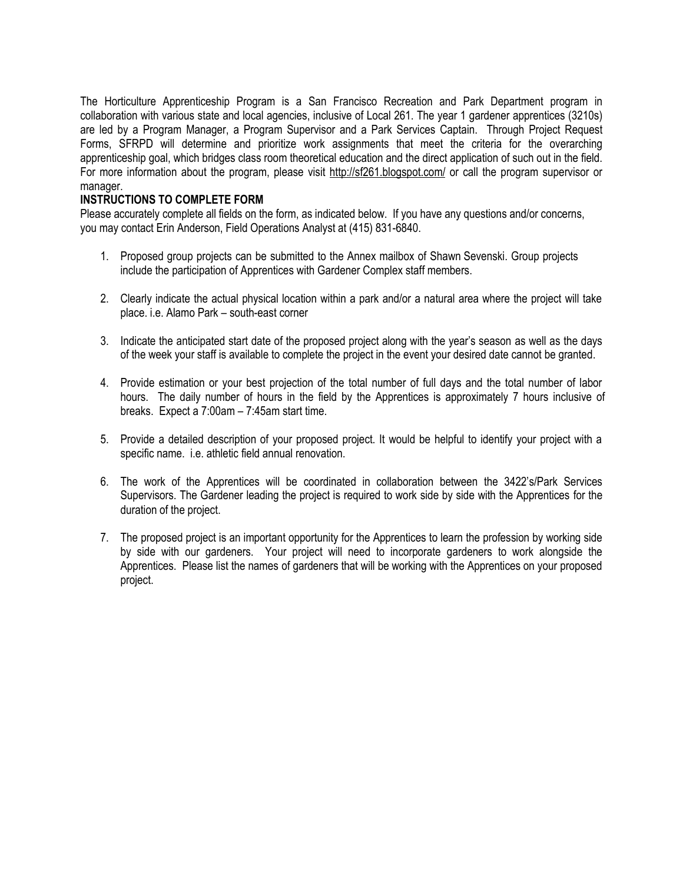The Horticulture Apprenticeship Program is a San Francisco Recreation and Park Department program in collaboration with various state and local agencies, inclusive of Local 261. The year 1 gardener apprentices (3210s) are led by a Program Manager, a Program Supervisor and a Park Services Captain. Through Project Request Forms, SFRPD will determine and prioritize work assignments that meet the criteria for the overarching apprenticeship goal, which bridges class room theoretical education and the direct application of such out in the field. For more information about the program, please visit http://sf261.blogspot.com/ or call the program supervisor or manager.

**INSTRUCTIONS TO COMPLETE FORM**

Please accurately complete all fields on the form, as indicated below. If you have any questions and/or concerns, you may contact Erin Anderson, Field Operations Analyst at (415) 831-6840.

1. Proposed group projects can be submitted to the Annex mailbox of Shawn Sevenski. Group projects include the participation of Apprentices with Gardener Complex staff members.

2. Clearly indicate the actual physical location within a park and/or a natural area where the project will take place. i.e. Alamo Park – south-east corner

3. Indicate the anticipated start date of the proposed project along with the year's season as well as the days of the week your staff is available to complete the project in the event your desired date cannot be granted.

4. Provide estimation or your best projection of the total number of full days and the total number of labor hours. The daily number of hours in the field by the Apprentices is approximately 7 hours inclusive of breaks. Expect a 7:00am – 7:45am start time.

5. Provide a detailed description of your proposed project. It would be helpful to identify your project with a specific name. i.e. athletic field annual renovation.

6. The work of the Apprentices will be coordinated in collaboration between the 3422's/Park Services Supervisors. The Gardener leading the project is required to work side by side with the Apprentices for the duration of the project.

7. The proposed project is an important opportunity for the Apprentices to learn the profession by working side by side with our gardeners. Your project will need to incorporate gardeners to work alongside the Apprentices. Please list the names of gardeners that will be working with the Apprentices on your proposed project.